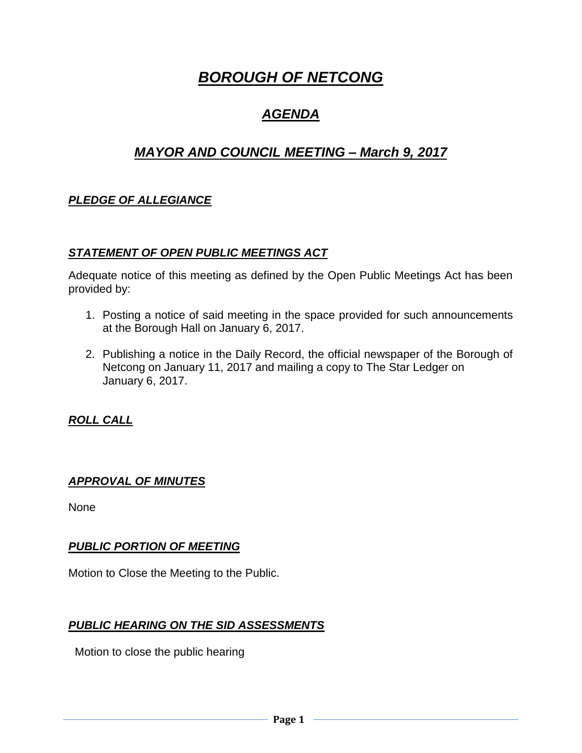# ***BOROUGH OF NETCONG***

## ***AGENDA***

## ***MAYOR AND COUNCIL MEETING – March 9, 2017***

### ***PLEDGE OF ALLEGIANCE***

### ***STATEMENT OF OPEN PUBLIC MEETINGS ACT***

Adequate notice of this meeting as defined by the Open Public Meetings Act has been provided by:

1. Posting a notice of said meeting in the space provided for such announcements at the Borough Hall on January 6, 2017.

2. Publishing a notice in the Daily Record, the official newspaper of the Borough of Netcong on January 11, 2017 and mailing a copy to The Star Ledger on January 6, 2017.

### ***ROLL CALL***

### ***APPROVAL OF MINUTES***

None

### ***PUBLIC PORTION OF MEETING***

Motion to Close the Meeting to the Public.

### ***PUBLIC HEARING ON THE SID ASSESSMENTS***

Motion to close the public hearing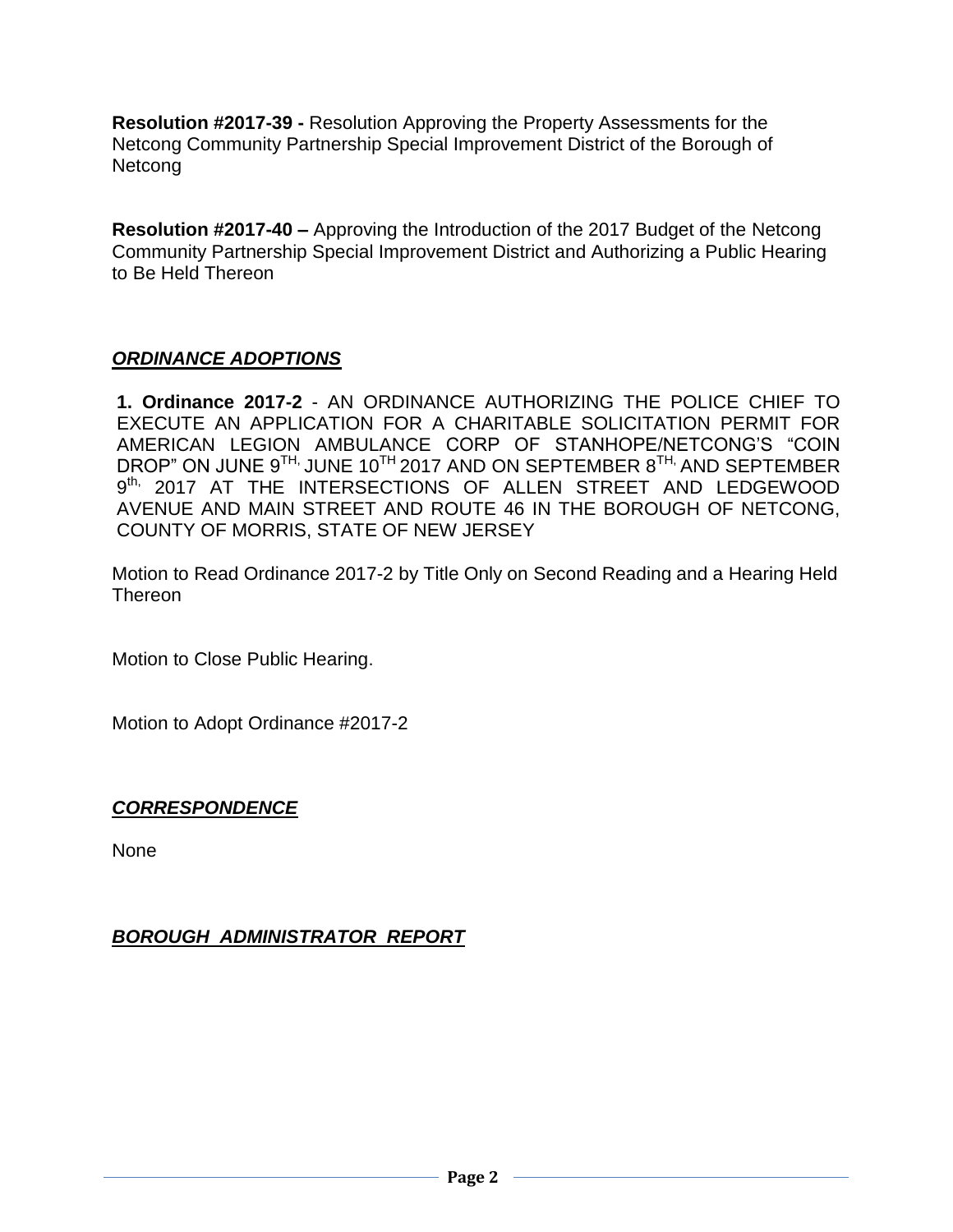**Resolution #2017-39 -** Resolution Approving the Property Assessments for the Netcong Community Partnership Special Improvement District of the Borough of Netcong

**Resolution #2017-40 –** Approving the Introduction of the 2017 Budget of the Netcong Community Partnership Special Improvement District and Authorizing a Public Hearing to Be Held Thereon

## ***ORDINANCE ADOPTIONS***

**1. Ordinance 2017-2** - AN ORDINANCE AUTHORIZING THE POLICE CHIEF TO EXECUTE AN APPLICATION FOR A CHARITABLE SOLICITATION PERMIT FOR AMERICAN LEGION AMBULANCE CORP OF STANHOPE/NETCONG'S "COIN DROP" ON JUNE 9TH, JUNE 10TH 2017 AND ON SEPTEMBER 8TH, AND SEPTEMBER 9th, 2017 AT THE INTERSECTIONS OF ALLEN STREET AND LEDGEWOOD AVENUE AND MAIN STREET AND ROUTE 46 IN THE BOROUGH OF NETCONG, COUNTY OF MORRIS, STATE OF NEW JERSEY

Motion to Read Ordinance 2017-2 by Title Only on Second Reading and a Hearing Held Thereon

Motion to Close Public Hearing.

Motion to Adopt Ordinance #2017-2

## ***CORRESPONDENCE***

None

## ***BOROUGH ADMINISTRATOR REPORT***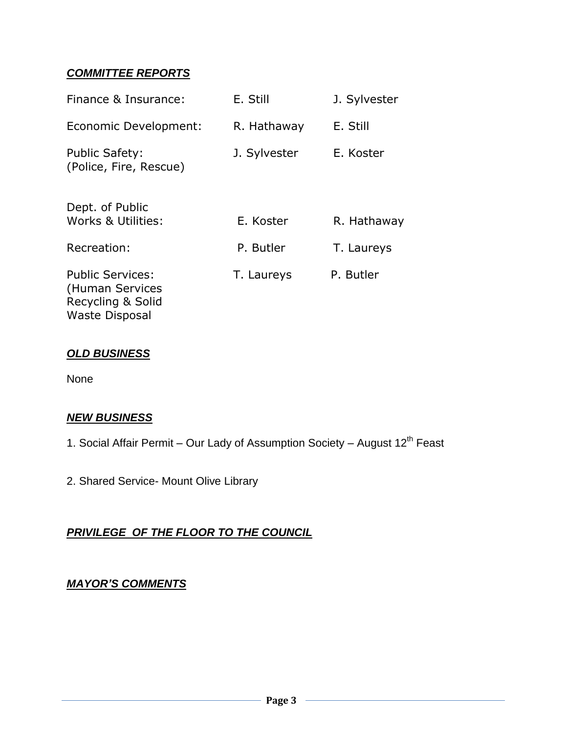***COMMITTEE REPORTS***

| | | |
|---|---|---|
| Finance & Insurance: | E. Still | J. Sylvester |
| Economic Development: | R. Hathaway | E. Still |
| Public Safety: (Police, Fire, Rescue) | J. Sylvester | E. Koster |
| Dept. of Public Works & Utilities: | E. Koster | R. Hathaway |
| Recreation: | P. Butler | T. Laureys |
| Public Services: (Human Services Recycling & Solid Waste Disposal | T. Laureys | P. Butler |

***OLD BUSINESS***

None

***NEW BUSINESS***

1. Social Affair Permit – Our Lady of Assumption Society – August 12th Feast

2. Shared Service- Mount Olive Library

***PRIVILEGE OF THE FLOOR TO THE COUNCIL***

***MAYOR'S COMMENTS***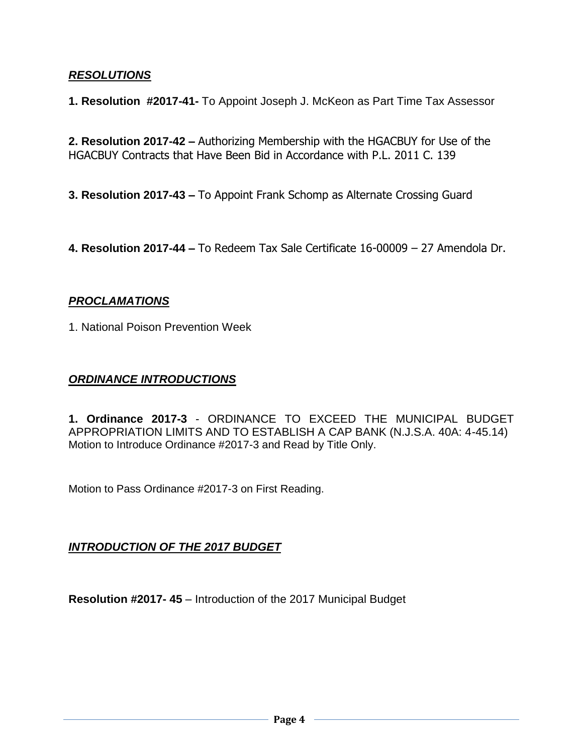## ***RESOLUTIONS***

**1. Resolution #2017-41-** To Appoint Joseph J. McKeon as Part Time Tax Assessor

**2. Resolution 2017-42 –** Authorizing Membership with the HGACBUY for Use of the HGACBUY Contracts that Have Been Bid in Accordance with P.L. 2011 C. 139

**3. Resolution 2017-43 –** To Appoint Frank Schomp as Alternate Crossing Guard

**4. Resolution 2017-44 –** To Redeem Tax Sale Certificate 16-00009 – 27 Amendola Dr.

## ***PROCLAMATIONS***

1. National Poison Prevention Week

## ***ORDINANCE INTRODUCTIONS***

**1. Ordinance 2017-3** - ORDINANCE TO EXCEED THE MUNICIPAL BUDGET APPROPRIATION LIMITS AND TO ESTABLISH A CAP BANK (N.J.S.A. 40A: 4-45.14)
Motion to Introduce Ordinance #2017-3 and Read by Title Only.

Motion to Pass Ordinance #2017-3 on First Reading.

## ***INTRODUCTION OF THE 2017 BUDGET***

**Resolution #2017- 45** – Introduction of the 2017 Municipal Budget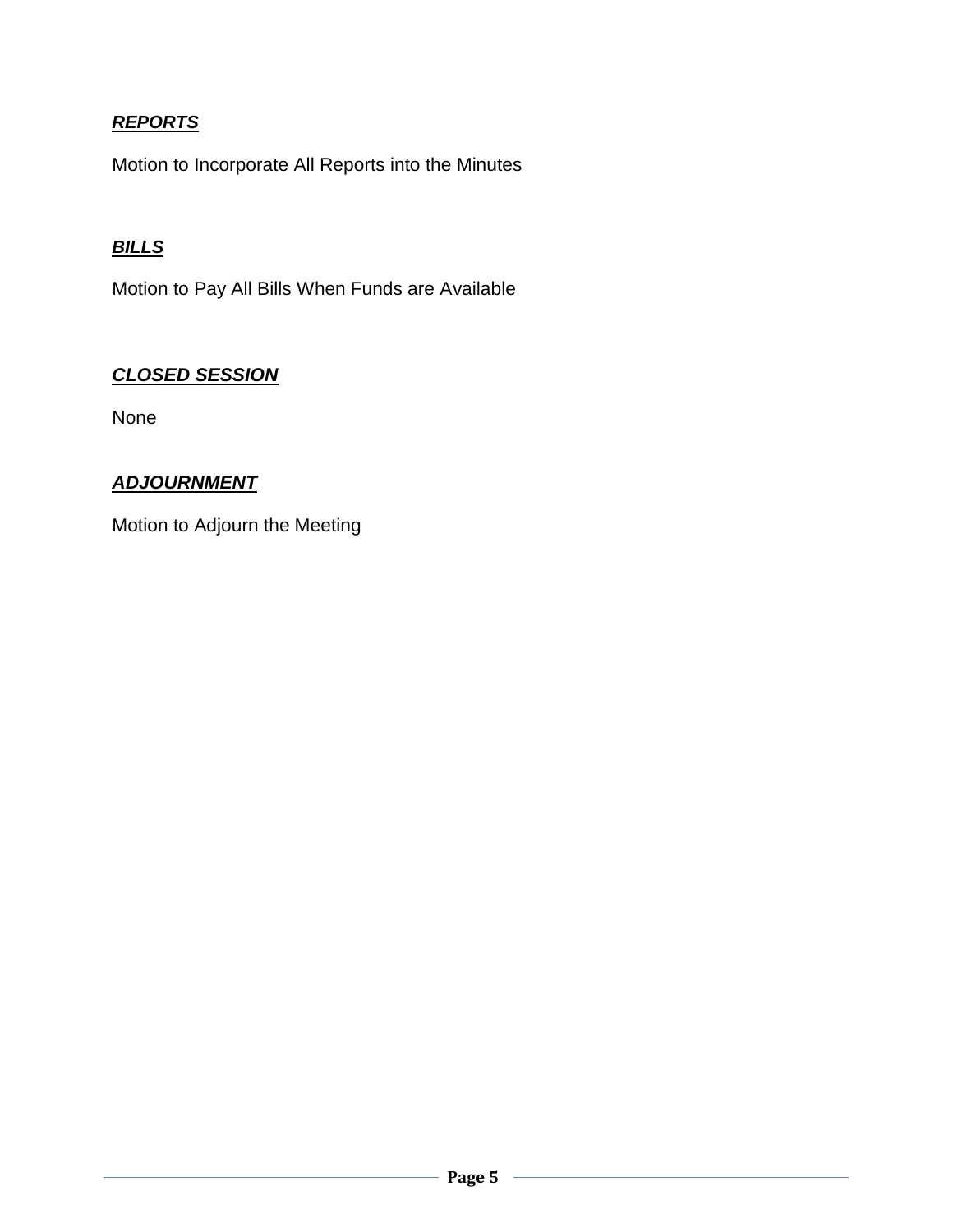***REPORTS***

Motion to Incorporate All Reports into the Minutes

***BILLS***

Motion to Pay All Bills When Funds are Available

***CLOSED SESSION***

None

***ADJOURNMENT***

Motion to Adjourn the Meeting